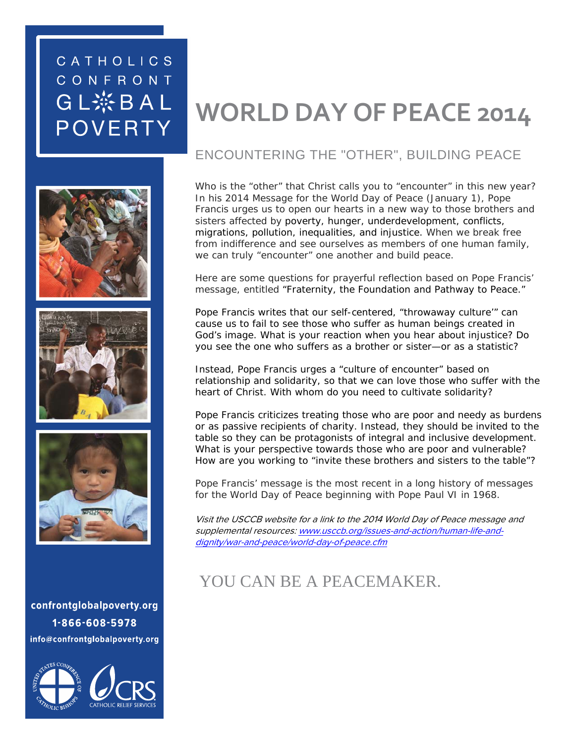CATHOLICS CONFRONT GLOBAL POVERTY

# WORLD DAY OF PEACE 2014

## ENCOUNTERING THE "OTHER", BUILDING PEACE

Who is the "other" that Christ calls you to "encounter" in this new year? In his 2014 Message for the World Day of Peace (January 1), Pope Francis urges us to open our hearts in a new way to those brothers and sisters affected by poverty, hunger, underdevelopment, conflicts, migrations, pollution, inequalities, and injustice. When we break free from indifference and see ourselves as members of one human family, we can truly "encounter" one another and build peace.

Here are some questions for prayerful reflection based on Pope Francis' message, entitled "Fraternity, the Foundation and Pathway to Peace."

Pope Francis writes that our self-centered, "throwaway culture'" can cause us to fail to see those who suffer as human beings created in God's image. What is your reaction when you hear about injustice? Do you see the one who suffers as a brother or sister—or as a statistic?

Instead, Pope Francis urges a "culture of encounter" based on relationship and solidarity, so that we can love those who suffer with the heart of Christ. With whom do you need to cultivate solidarity?

Pope Francis criticizes treating those who are poor and needy as burdens or as passive recipients of charity. Instead, they should be invited to the table so they can be protagonists of integral and inclusive development. What is your perspective towards those who are poor and vulnerable? How are you working to "invite these brothers and sisters to the table"?

Pope Francis' message is the most recent in a long history of messages for the World Day of Peace beginning with Pope Paul VI in 1968.

*Visit the USCCB website for a link to the 2014 World Day of Peace message and supplemental resources: [www.usccb.org/issues-and-action/human-life-and-dignity/war-and-peace/world-day-of-peace.cfm](www.usccb.org/issues-and-action/human-life-and-dignity/war-and-peace/world-day-of-peace.cfm)*

YOU CAN BE A PEACEMAKER.

**confrontglobalpoverty.org**
**1-866-608-5978**
**info@confrontglobalpoverty.org**

UNITED STATES CONFERENCE OF CATHOLIC BISHOPS

CRS CATHOLIC RELIEF SERVICES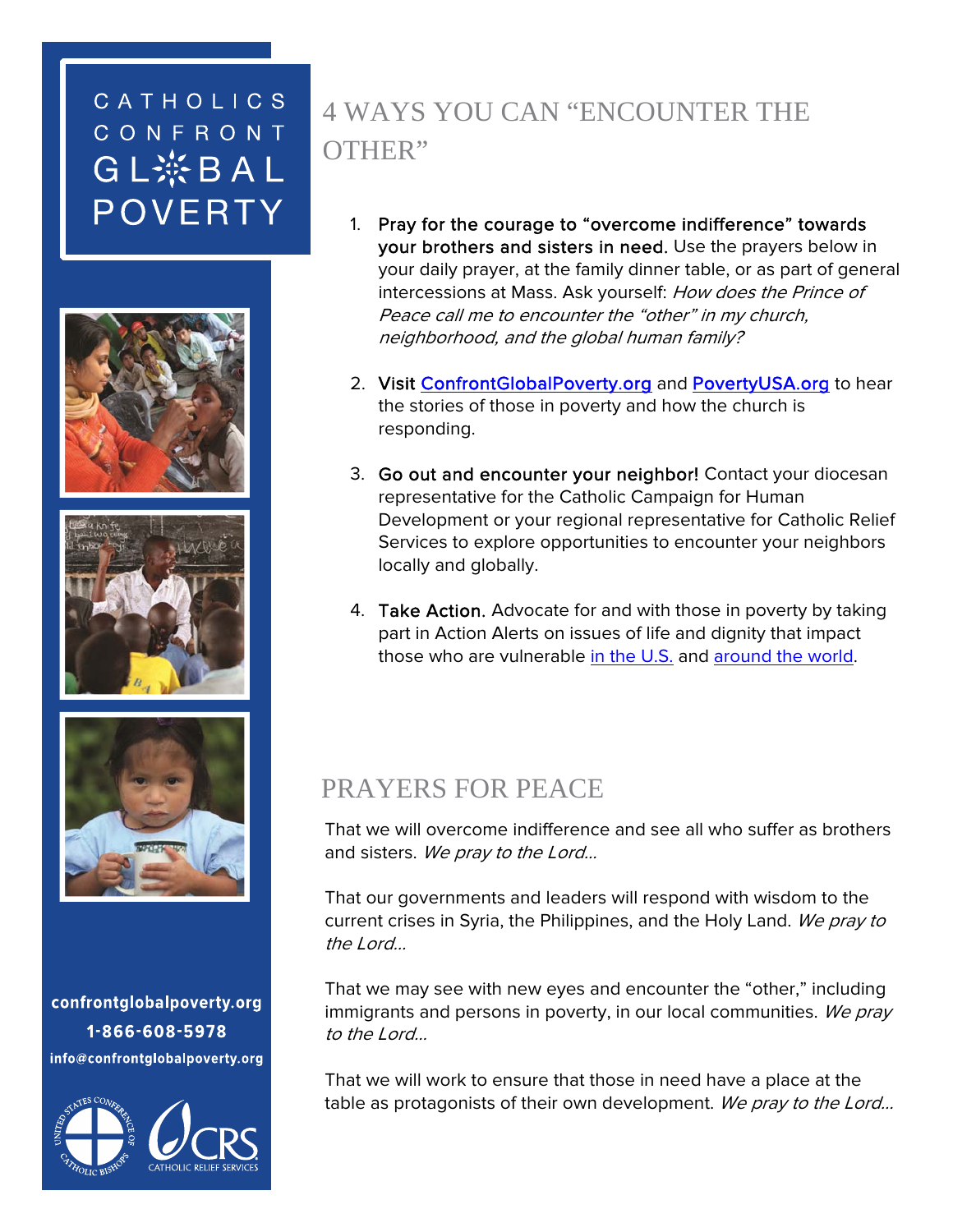CATHOLICS CONFRONT GLOBAL POVERTY

# 4 WAYS YOU CAN "ENCOUNTER THE OTHER"

1. **Pray for the courage to "overcome indifference" towards your brothers and sisters in need.** Use the prayers below in your daily prayer, at the family dinner table, or as part of general intercessions at Mass. Ask yourself: *How does the Prince of Peace call me to encounter the "other" in my church, neighborhood, and the global human family?*

2. **Visit** ConfrontGlobalPoverty.org and PovertyUSA.org to hear the stories of those in poverty and how the church is responding.

3. **Go out and encounter your neighbor!** Contact your diocesan representative for the Catholic Campaign for Human Development or your regional representative for Catholic Relief Services to explore opportunities to encounter your neighbors locally and globally.

4. **Take Action.** Advocate for and with those in poverty by taking part in Action Alerts on issues of life and dignity that impact those who are vulnerable in the U.S. and around the world.

# PRAYERS FOR PEACE

That we will overcome indifference and see all who suffer as brothers and sisters. *We pray to the Lord...*

That our governments and leaders will respond with wisdom to the current crises in Syria, the Philippines, and the Holy Land. *We pray to the Lord...*

That we may see with new eyes and encounter the "other," including immigrants and persons in poverty, in our local communities. *We pray to the Lord...*

That we will work to ensure that those in need have a place at the table as protagonists of their own development. *We pray to the Lord...*

**confrontglobalpoverty.org**
**1-866-608-5978**
**info@confrontglobalpoverty.org**

United States Conference of Catholic Bishops

CRS Catholic Relief Services